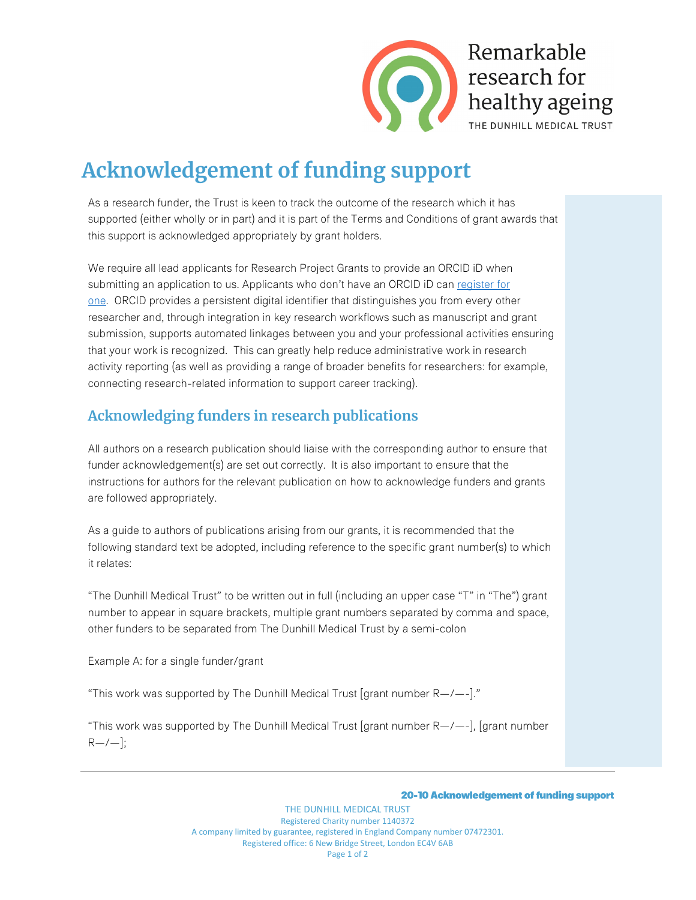Remarkable research for healthy ageing

THE DUNHILL MEDICAL TRUST

# Acknowledgement of funding support

As a research funder, the Trust is keen to track the outcome of the research which it has supported (either wholly or in part) and it is part of the Terms and Conditions of grant awards that this support is acknowledged appropriately by grant holders.

We require all lead applicants for Research Project Grants to provide an ORCID iD when submitting an application to us. Applicants who don't have an ORCID iD can register for one. ORCID provides a persistent digital identifier that distinguishes you from every other researcher and, through integration in key research workflows such as manuscript and grant submission, supports automated linkages between you and your professional activities ensuring that your work is recognized. This can greatly help reduce administrative work in research activity reporting (as well as providing a range of broader benefits for researchers: for example, connecting research-related information to support career tracking).

## Acknowledging funders in research publications

All authors on a research publication should liaise with the corresponding author to ensure that funder acknowledgement(s) are set out correctly. It is also important to ensure that the instructions for authors for the relevant publication on how to acknowledge funders and grants are followed appropriately.

As a guide to authors of publications arising from our grants, it is recommended that the following standard text be adopted, including reference to the specific grant number(s) to which it relates:

"The Dunhill Medical Trust" to be written out in full (including an upper case "T" in "The") grant number to appear in square brackets, multiple grant numbers separated by comma and space, other funders to be separated from The Dunhill Medical Trust by a semi-colon

Example A: for a single funder/grant

"This work was supported by The Dunhill Medical Trust [grant number R—/—-]."

"This work was supported by The Dunhill Medical Trust [grant number R—/—-], [grant number R—/—];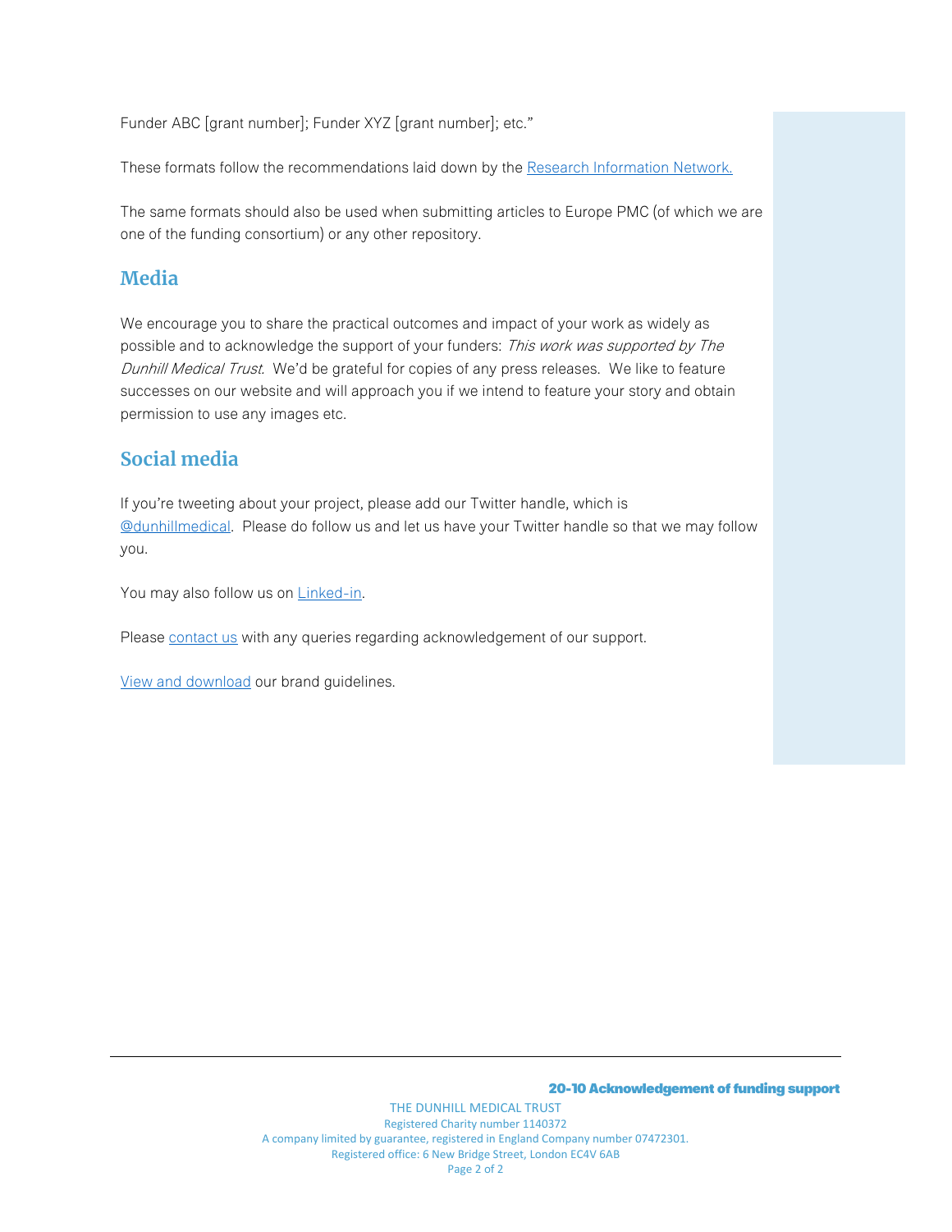Funder ABC [grant number]; Funder XYZ [grant number]; etc."

These formats follow the recommendations laid down by the Research Information Network.

The same formats should also be used when submitting articles to Europe PMC (of which we are one of the funding consortium) or any other repository.

## Media

We encourage you to share the practical outcomes and impact of your work as widely as possible and to acknowledge the support of your funders: *This work was supported by The Dunhill Medical Trust*. We'd be grateful for copies of any press releases. We like to feature successes on our website and will approach you if we intend to feature your story and obtain permission to use any images etc.

## Social media

If you're tweeting about your project, please add our Twitter handle, which is @dunhillmedical. Please do follow us and let us have your Twitter handle so that we may follow you.

You may also follow us on Linked-in.

Please contact us with any queries regarding acknowledgement of our support.

View and download our brand guidelines.